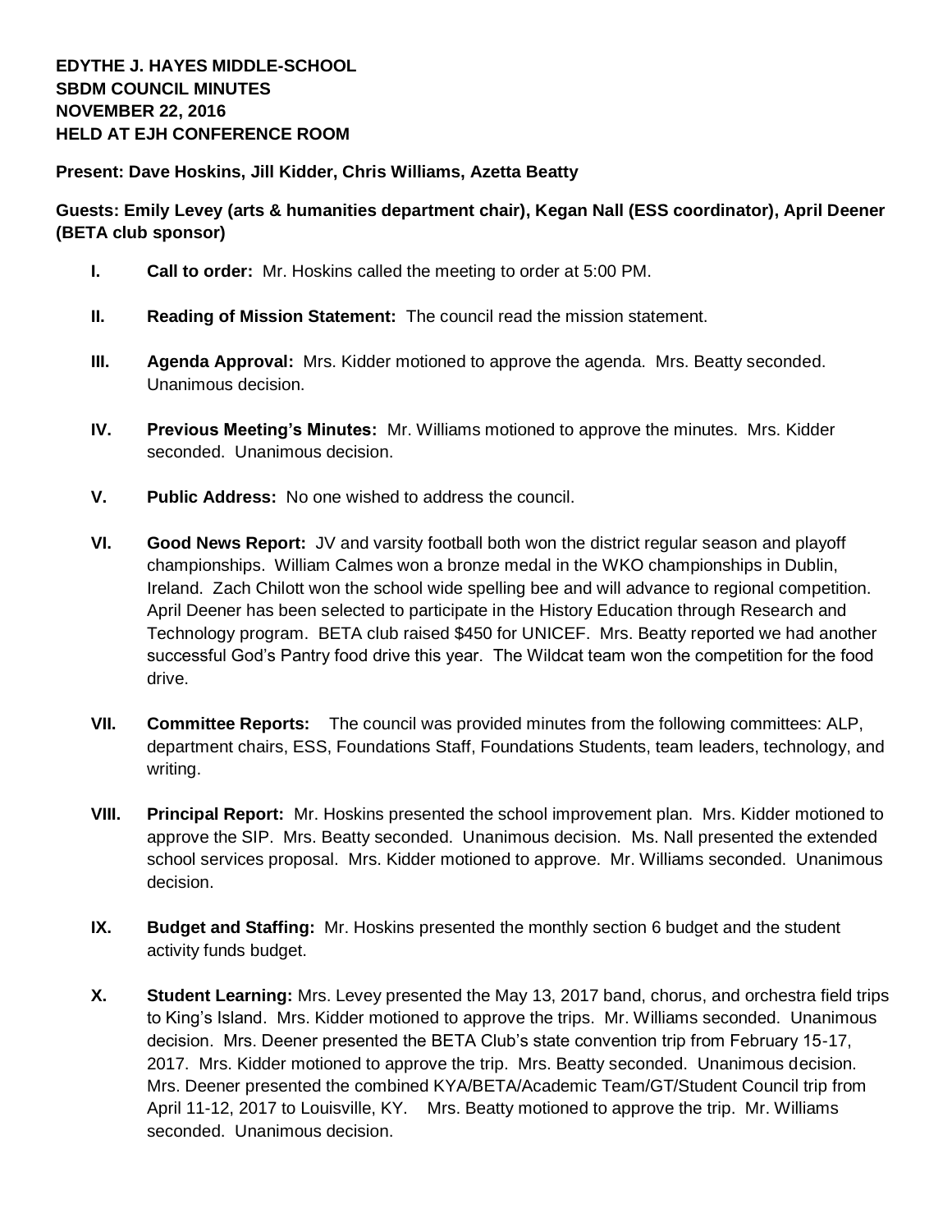**EDYTHE J. HAYES MIDDLE-SCHOOL**
**SBDM COUNCIL MINUTES**
**NOVEMBER 22, 2016**
**HELD AT EJH CONFERENCE ROOM**

**Present: Dave Hoskins, Jill Kidder, Chris Williams, Azetta Beatty**

**Guests: Emily Levey (arts & humanities department chair), Kegan Nall (ESS coordinator), April Deener (BETA club sponsor)**

- **I. Call to order:** Mr. Hoskins called the meeting to order at 5:00 PM.

- **II. Reading of Mission Statement:** The council read the mission statement.

- **III. Agenda Approval:** Mrs. Kidder motioned to approve the agenda. Mrs. Beatty seconded. Unanimous decision.

- **IV. Previous Meeting's Minutes:** Mr. Williams motioned to approve the minutes. Mrs. Kidder seconded. Unanimous decision.

- **V. Public Address:** No one wished to address the council.

- **VI. Good News Report:** JV and varsity football both won the district regular season and playoff championships. William Calmes won a bronze medal in the WKO championships in Dublin, Ireland. Zach Chilott won the school wide spelling bee and will advance to regional competition. April Deener has been selected to participate in the History Education through Research and Technology program. BETA club raised $450 for UNICEF. Mrs. Beatty reported we had another successful God's Pantry food drive this year. The Wildcat team won the competition for the food drive.

- **VII. Committee Reports:** The council was provided minutes from the following committees: ALP, department chairs, ESS, Foundations Staff, Foundations Students, team leaders, technology, and writing.

- **VIII. Principal Report:** Mr. Hoskins presented the school improvement plan. Mrs. Kidder motioned to approve the SIP. Mrs. Beatty seconded. Unanimous decision. Ms. Nall presented the extended school services proposal. Mrs. Kidder motioned to approve. Mr. Williams seconded. Unanimous decision.

- **IX. Budget and Staffing:** Mr. Hoskins presented the monthly section 6 budget and the student activity funds budget.

- **X. Student Learning:** Mrs. Levey presented the May 13, 2017 band, chorus, and orchestra field trips to King's Island. Mrs. Kidder motioned to approve the trips. Mr. Williams seconded. Unanimous decision. Mrs. Deener presented the BETA Club's state convention trip from February 15-17, 2017. Mrs. Kidder motioned to approve the trip. Mrs. Beatty seconded. Unanimous decision. Mrs. Deener presented the combined KYA/BETA/Academic Team/GT/Student Council trip from April 11-12, 2017 to Louisville, KY. Mrs. Beatty motioned to approve the trip. Mr. Williams seconded. Unanimous decision.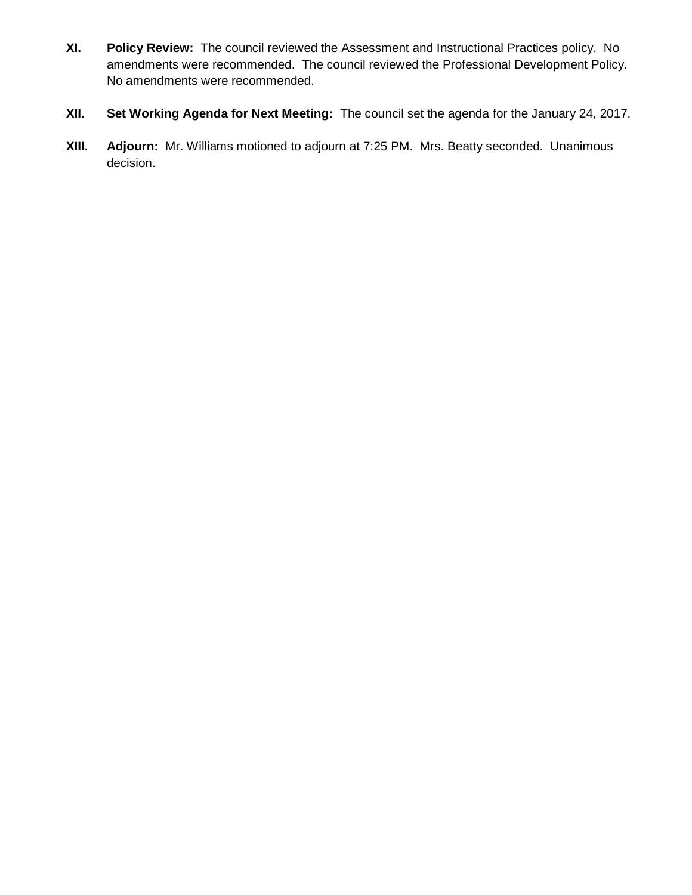**XI.** **Policy Review:** The council reviewed the Assessment and Instructional Practices policy. No amendments were recommended. The council reviewed the Professional Development Policy. No amendments were recommended.

**XII.** **Set Working Agenda for Next Meeting:** The council set the agenda for the January 24, 2017.

**XIII.** **Adjourn:** Mr. Williams motioned to adjourn at 7:25 PM. Mrs. Beatty seconded. Unanimous decision.